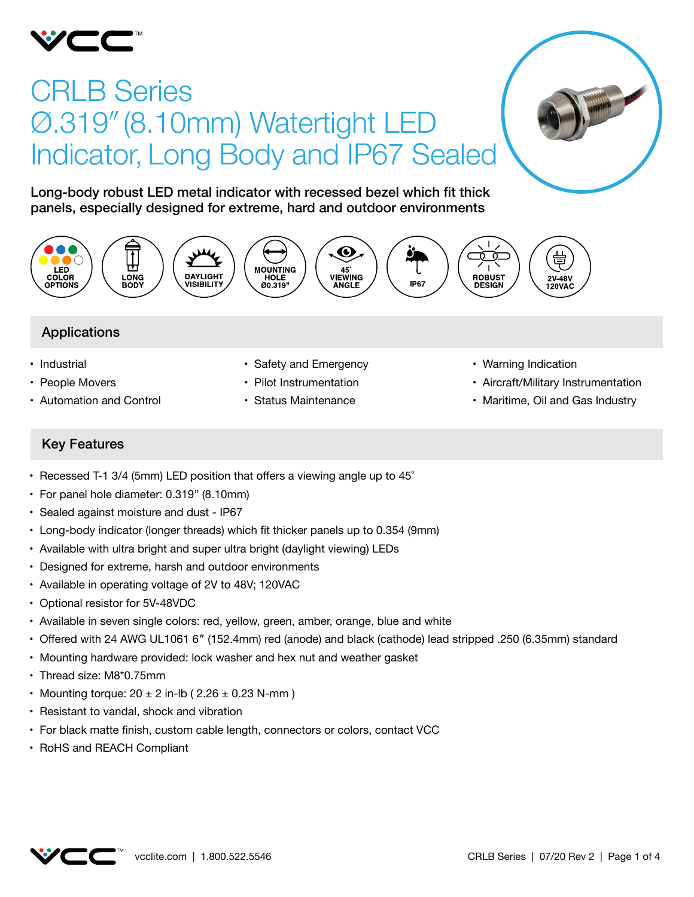# CRLB Series
# Ø.319″ (8.10mm) Watertight LED Indicator, Long Body and IP67 Sealed

**Long-body robust LED metal indicator with recessed bezel which fit thick panels, especially designed for extreme, hard and outdoor environments**

LED COLOR OPTIONS | LONG BODY | DAYLIGHT VISIBILITY | MOUNTING HOLE Ø0.319" | 45° VIEWING ANGLE | IP67 | ROBUST DESIGN | 2V-48V 120VAC

## Applications

- Industrial
- People Movers
- Automation and Control
- Safety and Emergency
- Pilot Instrumentation
- Status Maintenance
- Warning Indication
- Aircraft/Military Instrumentation
- Maritime, Oil and Gas Industry

## Key Features

- Recessed T-1 3/4 (5mm) LED position that offers a viewing angle up to 45°
- For panel hole diameter: 0.319" (8.10mm)
- Sealed against moisture and dust - IP67
- Long-body indicator (longer threads) which fit thicker panels up to 0.354 (9mm)
- Available with ultra bright and super ultra bright (daylight viewing) LEDs
- Designed for extreme, harsh and outdoor environments
- Available in operating voltage of 2V to 48V; 120VAC
- Optional resistor for 5V-48VDC
- Available in seven single colors: red, yellow, green, amber, orange, blue and white
- Offered with 24 AWG UL1061 6″ (152.4mm) red (anode) and black (cathode) lead stripped .250 (6.35mm) standard
- Mounting hardware provided: lock washer and hex nut and weather gasket
- Thread size: M8*0.75mm
- Mounting torque: 20 ± 2 in-lb ( 2.26 ± 0.23 N-mm )
- Resistant to vandal, shock and vibration
- For black matte finish, custom cable length, connectors or colors, contact VCC
- RoHS and REACH Compliant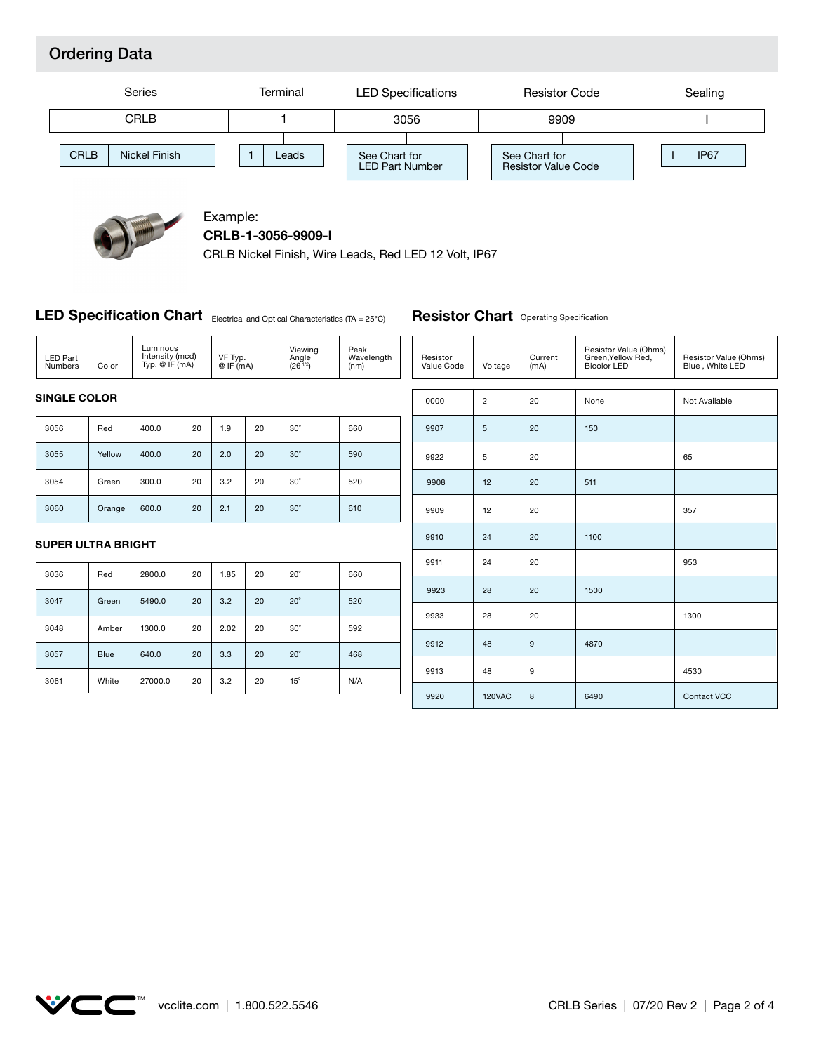## Ordering Data

| Series | Terminal | LED Specifications | Resistor Code | Sealing |
|---|---|---|---|---|
| CRLB | 1 | 3056 | 9909 | I |
| CRLB Nickel Finish | 1 Leads | See Chart for LED Part Number | See Chart for Resistor Value Code | I IP67 |

Example:

**CRLB-1-3056-9909-I**

CRLB Nickel Finish, Wire Leads, Red LED 12 Volt, IP67

## LED Specification Chart

Electrical and Optical Characteristics (TA = 25°C)

| LED Part Numbers | Color | Luminous Intensity (mcd) Typ. @ IF (mA) | | VF Typ. @ IF (mA) | | Viewing Angle ($2\theta^{1/2}$) | Peak Wavelength (nm) |
|---|---|---|---|---|---|---|---|
| **SINGLE COLOR** | | | | | | | |
| 3056 | Red | 400.0 | 20 | 1.9 | 20 | 30˚ | 660 |
| 3055 | Yellow | 400.0 | 20 | 2.0 | 20 | 30˚ | 590 |
| 3054 | Green | 300.0 | 20 | 3.2 | 20 | 30˚ | 520 |
| 3060 | Orange | 600.0 | 20 | 2.1 | 20 | 30˚ | 610 |
| **SUPER ULTRA BRIGHT** | | | | | | | |
| 3036 | Red | 2800.0 | 20 | 1.85 | 20 | 20˚ | 660 |
| 3047 | Green | 5490.0 | 20 | 3.2 | 20 | 20˚ | 520 |
| 3048 | Amber | 1300.0 | 20 | 2.02 | 20 | 30˚ | 592 |
| 3057 | Blue | 640.0 | 20 | 3.3 | 20 | 20˚ | 468 |
| 3061 | White | 27000.0 | 20 | 3.2 | 20 | 15˚ | N/A |

## Resistor Chart

Operating Specification

| Resistor Value Code | Voltage | Current (mA) | Resistor Value (Ohms) Green,Yellow Red, Bicolor LED | Resistor Value (Ohms) Blue , White LED |
|---|---|---|---|---|
| 0000 | 2 | 20 | None | Not Available |
| 9907 | 5 | 20 | 150 | |
| 9922 | 5 | 20 | | 65 |
| 9908 | 12 | 20 | 511 | |
| 9909 | 12 | 20 | | 357 |
| 9910 | 24 | 20 | 1100 | |
| 9911 | 24 | 20 | | 953 |
| 9923 | 28 | 20 | 1500 | |
| 9933 | 28 | 20 | | 1300 |
| 9912 | 48 | 9 | 4870 | |
| 9913 | 48 | 9 | | 4530 |
| 9920 | 120VAC | 8 | 6490 | Contact VCC |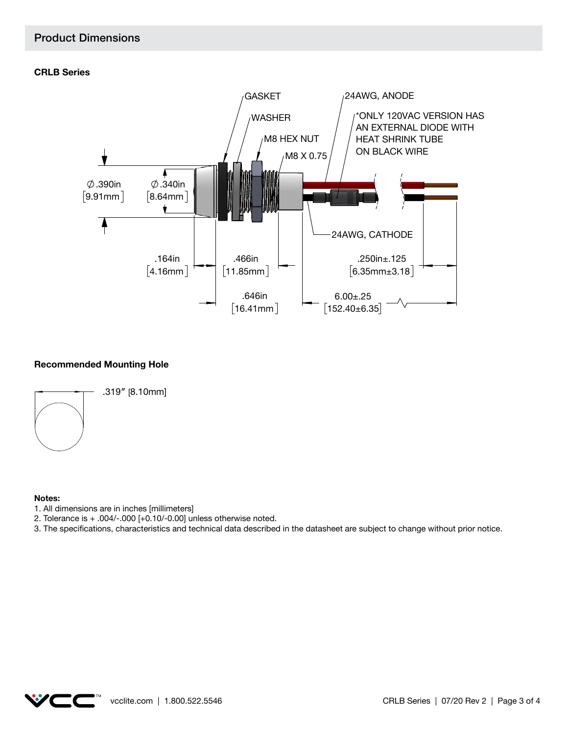## Product Dimensions

**CRLB Series**

GASKET

WASHER

M8 HEX NUT

M8 X 0.75

24AWG, ANODE

*ONLY 120VAC VERSION HAS AN EXTERNAL DIODE WITH HEAT SHRINK TUBE ON BLACK WIRE

24AWG, CATHODE

∅.390in [9.91mm]

∅.340in [8.64mm]

.164in [4.16mm]

.466in [11.85mm]

.646in [16.41mm]

.250in±.125 [6.35mm±3.18]

6.00±.25 [152.40±6.35]

**Recommended Mounting Hole**

.319″ [8.10mm]

**Notes:**

1. All dimensions are in inches [millimeters]
2. Tolerance is + .004/-.000 [+0.10/-0.00] unless otherwise noted.
3. The specifications, characteristics and technical data described in the datasheet are subject to change without prior notice.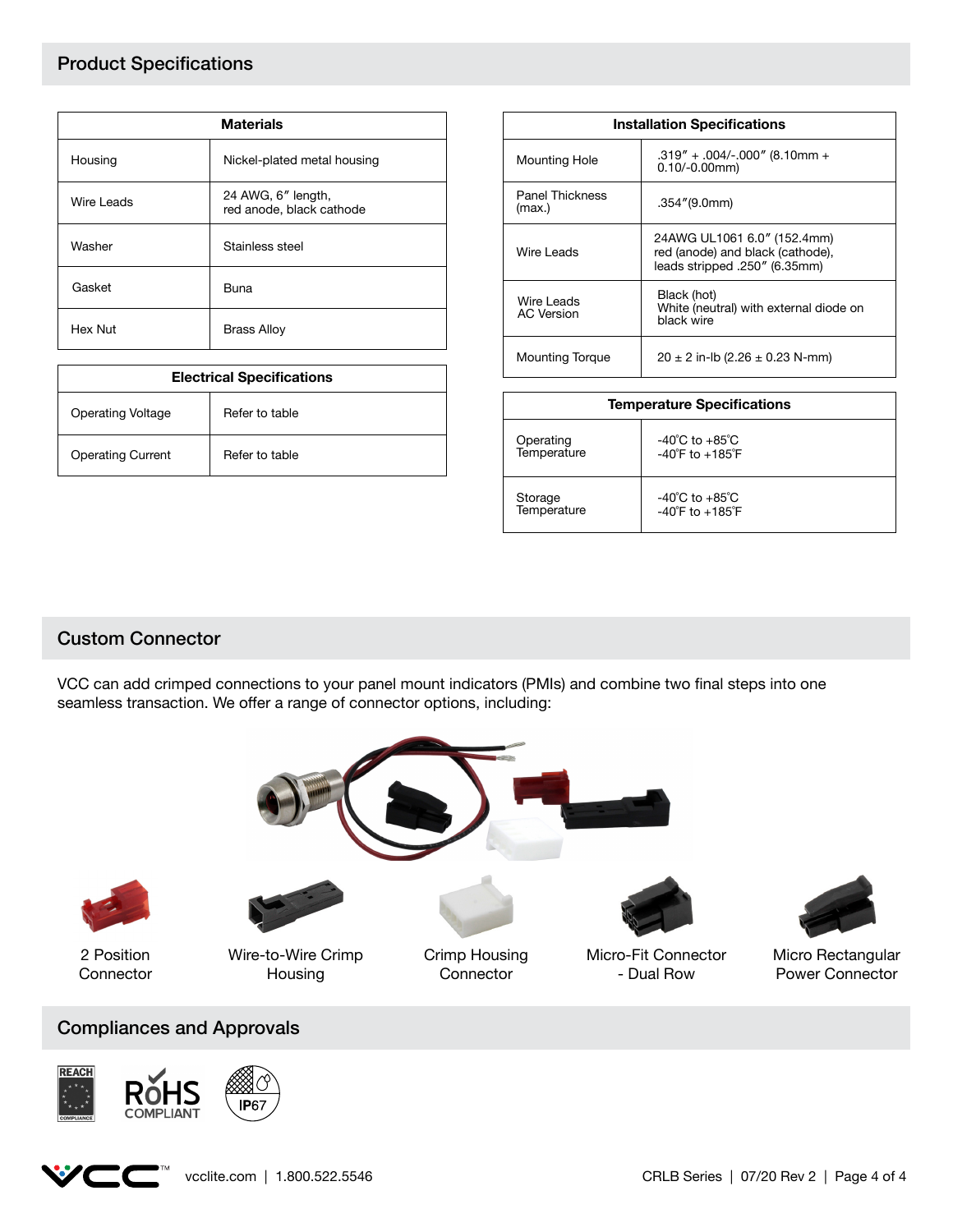## Product Specifications

| Materials | |
|---|---|
| Housing | Nickel-plated metal housing |
| Wire Leads | 24 AWG, 6″ length, red anode, black cathode |
| Washer | Stainless steel |
| Gasket | Buna |
| Hex Nut | Brass Alloy |

| Electrical Specifications | |
|---|---|
| Operating Voltage | Refer to table |
| Operating Current | Refer to table |

| Installation Specifications | |
|---|---|
| Mounting Hole | .319″ + .004/-.000″ (8.10mm + 0.10/-0.00mm) |
| Panel Thickness (max.) | .354″(9.0mm) |
| Wire Leads | 24AWG UL1061 6.0″ (152.4mm) red (anode) and black (cathode), leads stripped .250″ (6.35mm) |
| Wire Leads AC Version | Black (hot) White (neutral) with external diode on black wire |
| Mounting Torque | 20 ± 2 in-lb (2.26 ± 0.23 N-mm) |

| Temperature Specifications | |
|---|---|
| Operating Temperature | -40˚C to +85˚C -40˚F to +185˚F |
| Storage Temperature | -40˚C to +85˚C -40˚F to +185˚F |

## Custom Connector

VCC can add crimped connections to your panel mount indicators (PMIs) and combine two final steps into one seamless transaction. We offer a range of connector options, including:

2 Position Connector

Wire-to-Wire Crimp Housing

Crimp Housing Connector

Micro-Fit Connector - Dual Row

Micro Rectangular Power Connector

## Compliances and Approvals

REACH COMPLIANCE

RoHS COMPLIANT

IP67